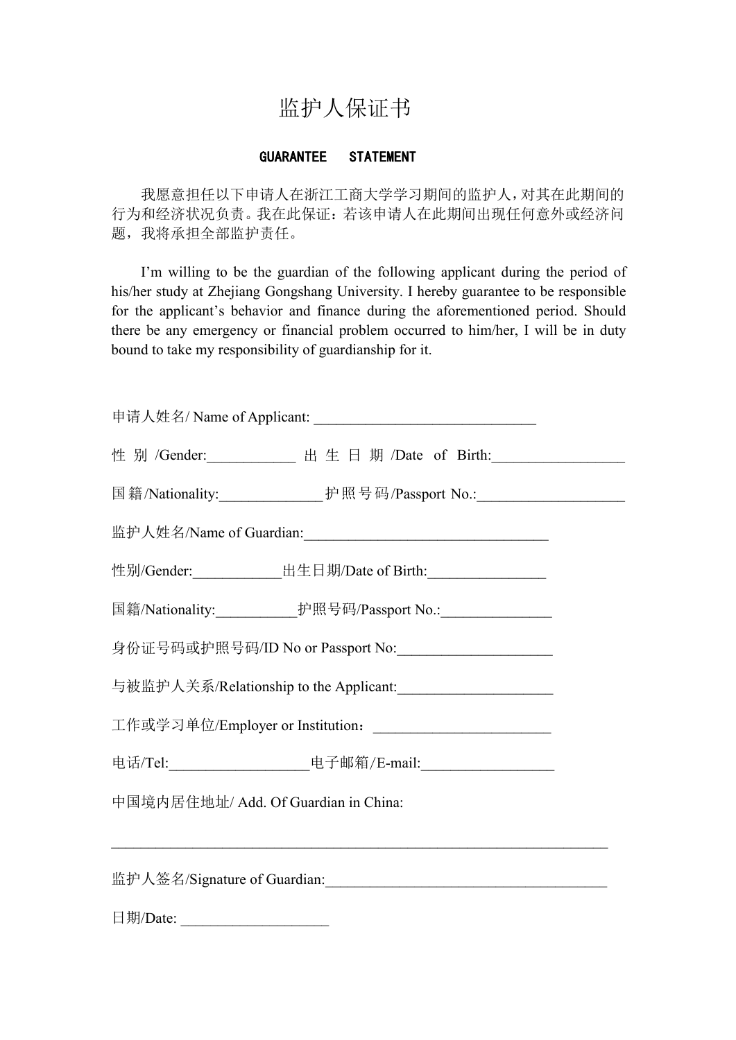# 监护人保证书

**GUARANTEE STATEMENT**

我愿意担任以下申请人在浙江工商大学学习期间的监护人，对其在此期间的行为和经济状况负责。我在此保证：若该申请人在此期间出现任何意外或经济问题，我将承担全部监护责任。

I'm willing to be the guardian of the following applicant during the period of his/her study at Zhejiang Gongshang University. I hereby guarantee to be responsible for the applicant's behavior and finance during the aforementioned period. Should there be any emergency or financial problem occurred to him/her, I will be in duty bound to take my responsibility of guardianship for it.

申请人姓名/ Name of Applicant: ______________________________

性别/Gender:____________ 出生日期/Date of Birth:_________________

国籍/Nationality:______________ 护照号码/Passport No.:___________________

监护人姓名/Name of Guardian:_________________________________

性别/Gender:____________ 出生日期/Date of Birth:_______________

国籍/Nationality:___________ 护照号码/Passport No.:_______________

身份证号码或护照号码/ID No or Passport No:_____________________

与被监护人关系/Relationship to the Applicant:_____________________

工作或学习单位/Employer or Institution：________________________

电话/Tel:___________________ 电子邮箱/E-mail:__________________

中国境内居住地址/ Add. Of Guardian in China:

_____________________________________________________________________

监护人签名/Signature of Guardian:_______________________________________

日期/Date: ____________________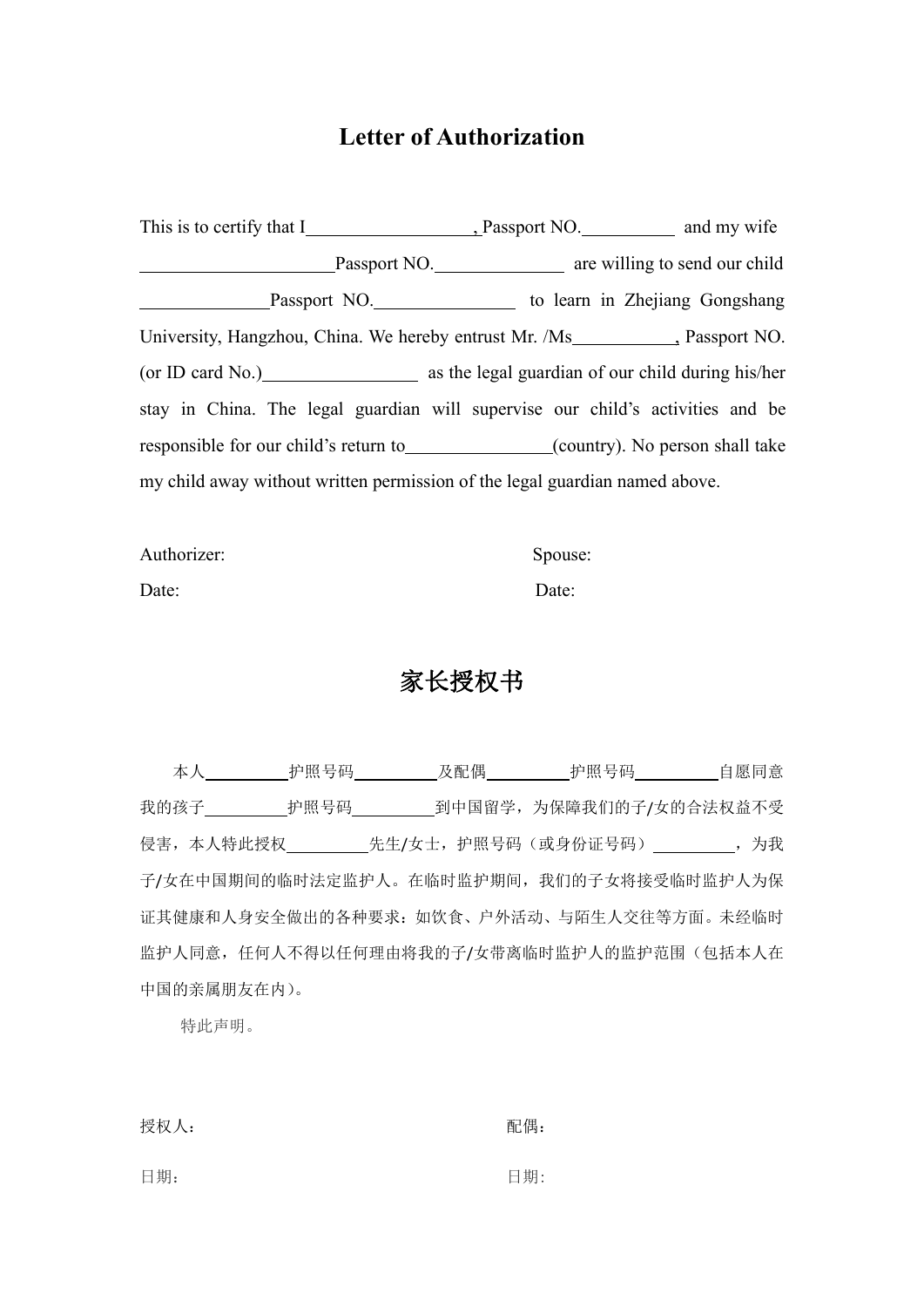# Letter of Authorization

This is to certify that I____________________, Passport NO.___________ and my wife ______________________Passport NO.______________ are willing to send our child ______________Passport NO.________________ to learn in Zhejiang Gongshang University, Hangzhou, China. We hereby entrust Mr. /Ms____________, Passport NO. (or ID card No.)_________________ as the legal guardian of our child during his/her stay in China. The legal guardian will supervise our child's activities and be responsible for our child's return to________________(country). No person shall take my child away without written permission of the legal guardian named above.

Authorizer:

Date:

Spouse:

Date:

# 家长授权书

本人__________护照号码__________及配偶__________护照号码__________自愿同意我的孩子__________护照号码__________到中国留学，为保障我们的子/女的合法权益不受侵害，本人特此授权__________先生/女士，护照号码（或身份证号码）__________，为我子/女在中国期间的临时法定监护人。在临时监护期间，我们的子女将接受临时监护人为保证其健康和人身安全做出的各种要求：如饮食、户外活动、与陌生人交往等方面。未经临时监护人同意，任何人不得以任何理由将我的子/女带离临时监护人的监护范围（包括本人在中国的亲属朋友在内）。

特此声明。

授权人：

日期：

配偶：

日期: